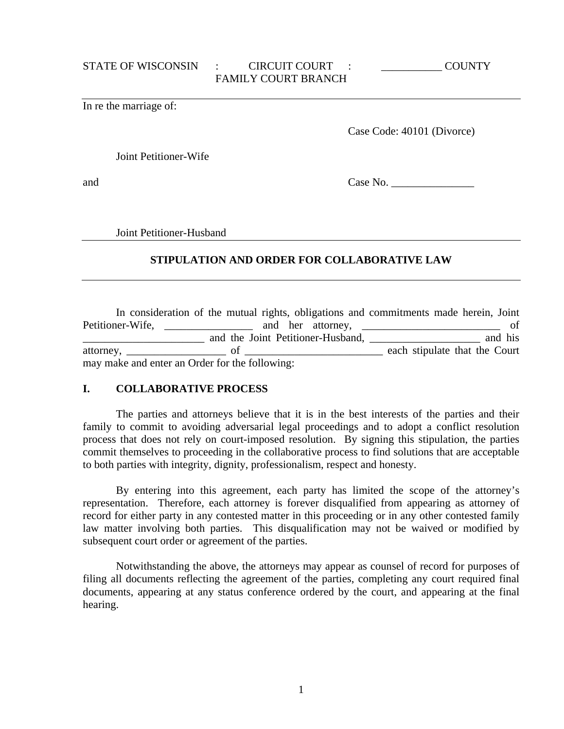STATE OF WISCONSIN : CIRCUIT COURT : ___________ COUNTY
FAMILY COURT BRANCH

---

In re the marriage of:

Case Code: 40101 (Divorce)

Joint Petitioner-Wife

and

Case No. _______________

Joint Petitioner-Husband

---

**STIPULATION AND ORDER FOR COLLABORATIVE LAW**

---

In consideration of the mutual rights, obligations and commitments made herein, Joint Petitioner-Wife, ________________ and her attorney, _________________________ of ______________________ and the Joint Petitioner-Husband, ____________________ and his attorney, __________________ of _________________________ each stipulate that the Court may make and enter an Order for the following:

## I. COLLABORATIVE PROCESS

The parties and attorneys believe that it is in the best interests of the parties and their family to commit to avoiding adversarial legal proceedings and to adopt a conflict resolution process that does not rely on court-imposed resolution. By signing this stipulation, the parties commit themselves to proceeding in the collaborative process to find solutions that are acceptable to both parties with integrity, dignity, professionalism, respect and honesty.

By entering into this agreement, each party has limited the scope of the attorney's representation. Therefore, each attorney is forever disqualified from appearing as attorney of record for either party in any contested matter in this proceeding or in any other contested family law matter involving both parties. This disqualification may not be waived or modified by subsequent court order or agreement of the parties.

Notwithstanding the above, the attorneys may appear as counsel of record for purposes of filing all documents reflecting the agreement of the parties, completing any court required final documents, appearing at any status conference ordered by the court, and appearing at the final hearing.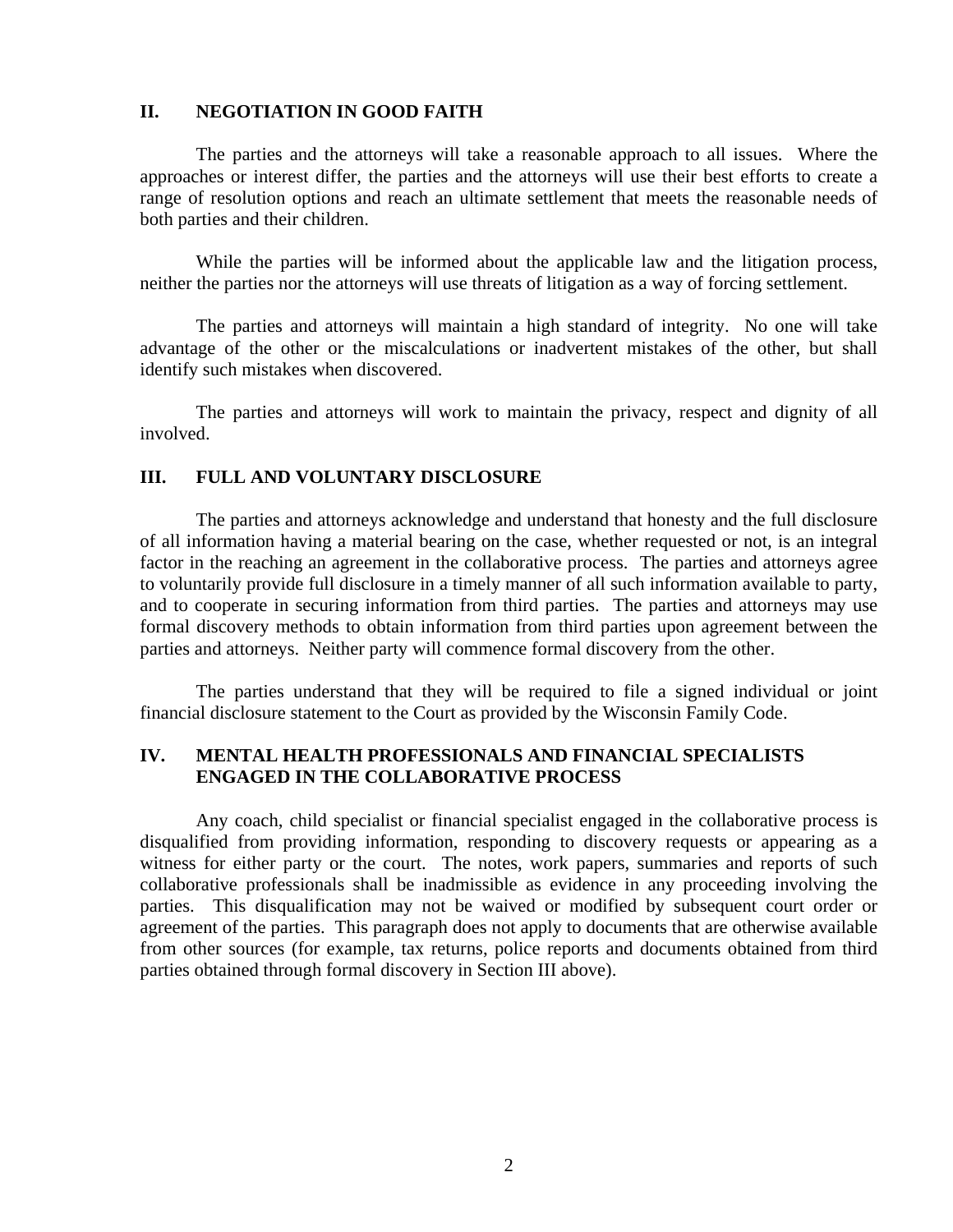## II. NEGOTIATION IN GOOD FAITH

The parties and the attorneys will take a reasonable approach to all issues. Where the approaches or interest differ, the parties and the attorneys will use their best efforts to create a range of resolution options and reach an ultimate settlement that meets the reasonable needs of both parties and their children.

While the parties will be informed about the applicable law and the litigation process, neither the parties nor the attorneys will use threats of litigation as a way of forcing settlement.

The parties and attorneys will maintain a high standard of integrity. No one will take advantage of the other or the miscalculations or inadvertent mistakes of the other, but shall identify such mistakes when discovered.

The parties and attorneys will work to maintain the privacy, respect and dignity of all involved.

## III. FULL AND VOLUNTARY DISCLOSURE

The parties and attorneys acknowledge and understand that honesty and the full disclosure of all information having a material bearing on the case, whether requested or not, is an integral factor in the reaching an agreement in the collaborative process. The parties and attorneys agree to voluntarily provide full disclosure in a timely manner of all such information available to party, and to cooperate in securing information from third parties. The parties and attorneys may use formal discovery methods to obtain information from third parties upon agreement between the parties and attorneys. Neither party will commence formal discovery from the other.

The parties understand that they will be required to file a signed individual or joint financial disclosure statement to the Court as provided by the Wisconsin Family Code.

## IV. MENTAL HEALTH PROFESSIONALS AND FINANCIAL SPECIALISTS ENGAGED IN THE COLLABORATIVE PROCESS

Any coach, child specialist or financial specialist engaged in the collaborative process is disqualified from providing information, responding to discovery requests or appearing as a witness for either party or the court. The notes, work papers, summaries and reports of such collaborative professionals shall be inadmissible as evidence in any proceeding involving the parties. This disqualification may not be waived or modified by subsequent court order or agreement of the parties. This paragraph does not apply to documents that are otherwise available from other sources (for example, tax returns, police reports and documents obtained from third parties obtained through formal discovery in Section III above).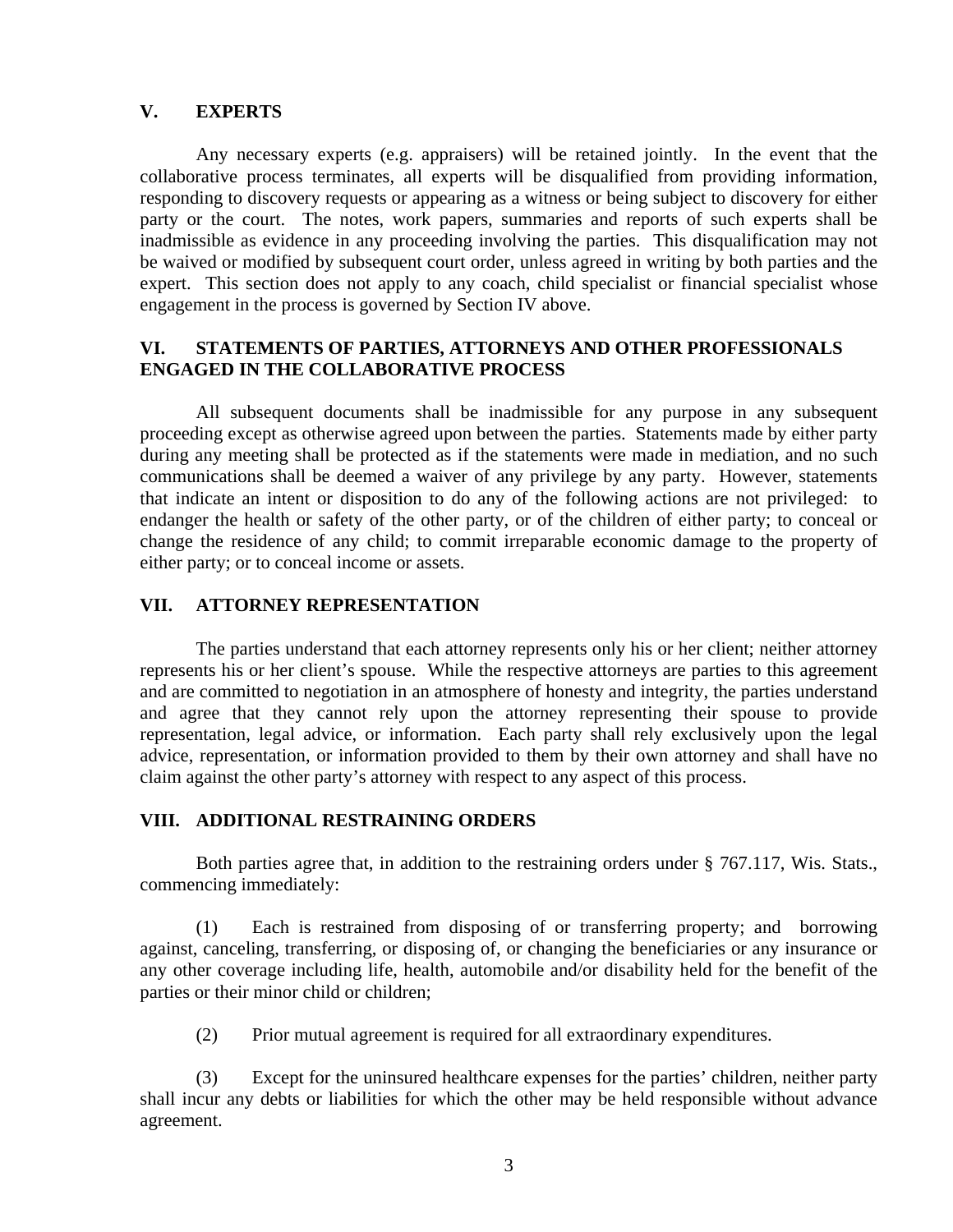## V. EXPERTS

Any necessary experts (e.g. appraisers) will be retained jointly. In the event that the collaborative process terminates, all experts will be disqualified from providing information, responding to discovery requests or appearing as a witness or being subject to discovery for either party or the court. The notes, work papers, summaries and reports of such experts shall be inadmissible as evidence in any proceeding involving the parties. This disqualification may not be waived or modified by subsequent court order, unless agreed in writing by both parties and the expert. This section does not apply to any coach, child specialist or financial specialist whose engagement in the process is governed by Section IV above.

## VI. STATEMENTS OF PARTIES, ATTORNEYS AND OTHER PROFESSIONALS ENGAGED IN THE COLLABORATIVE PROCESS

All subsequent documents shall be inadmissible for any purpose in any subsequent proceeding except as otherwise agreed upon between the parties. Statements made by either party during any meeting shall be protected as if the statements were made in mediation, and no such communications shall be deemed a waiver of any privilege by any party. However, statements that indicate an intent or disposition to do any of the following actions are not privileged: to endanger the health or safety of the other party, or of the children of either party; to conceal or change the residence of any child; to commit irreparable economic damage to the property of either party; or to conceal income or assets.

## VII. ATTORNEY REPRESENTATION

The parties understand that each attorney represents only his or her client; neither attorney represents his or her client's spouse. While the respective attorneys are parties to this agreement and are committed to negotiation in an atmosphere of honesty and integrity, the parties understand and agree that they cannot rely upon the attorney representing their spouse to provide representation, legal advice, or information. Each party shall rely exclusively upon the legal advice, representation, or information provided to them by their own attorney and shall have no claim against the other party's attorney with respect to any aspect of this process.

## VIII. ADDITIONAL RESTRAINING ORDERS

Both parties agree that, in addition to the restraining orders under § 767.117, Wis. Stats., commencing immediately:

(1) Each is restrained from disposing of or transferring property; and borrowing against, canceling, transferring, or disposing of, or changing the beneficiaries or any insurance or any other coverage including life, health, automobile and/or disability held for the benefit of the parties or their minor child or children;

(2) Prior mutual agreement is required for all extraordinary expenditures.

(3) Except for the uninsured healthcare expenses for the parties' children, neither party shall incur any debts or liabilities for which the other may be held responsible without advance agreement.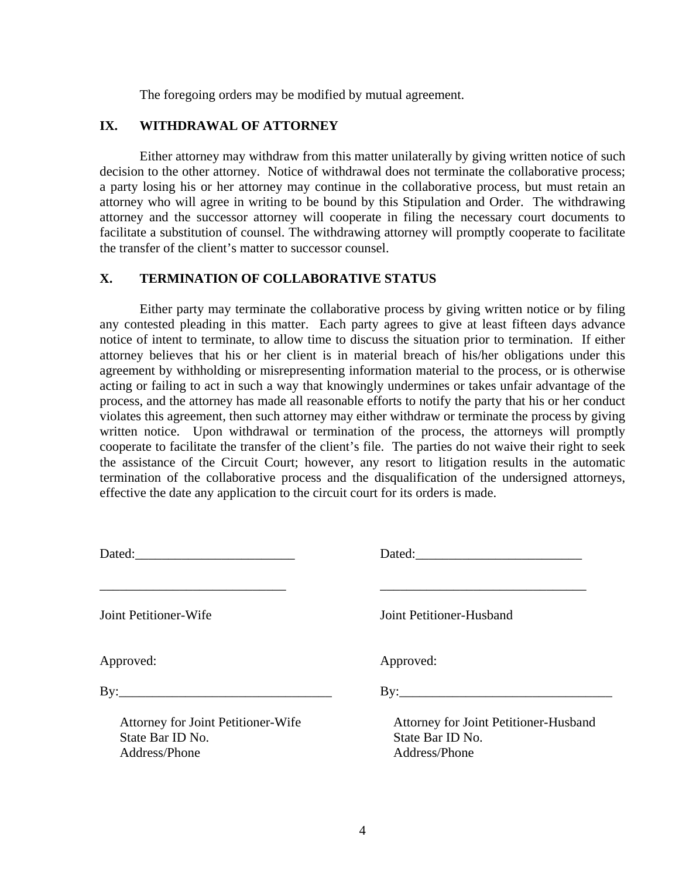The foregoing orders may be modified by mutual agreement.

## IX. WITHDRAWAL OF ATTORNEY

Either attorney may withdraw from this matter unilaterally by giving written notice of such decision to the other attorney. Notice of withdrawal does not terminate the collaborative process; a party losing his or her attorney may continue in the collaborative process, but must retain an attorney who will agree in writing to be bound by this Stipulation and Order. The withdrawing attorney and the successor attorney will cooperate in filing the necessary court documents to facilitate a substitution of counsel. The withdrawing attorney will promptly cooperate to facilitate the transfer of the client's matter to successor counsel.

## X. TERMINATION OF COLLABORATIVE STATUS

Either party may terminate the collaborative process by giving written notice or by filing any contested pleading in this matter. Each party agrees to give at least fifteen days advance notice of intent to terminate, to allow time to discuss the situation prior to termination. If either attorney believes that his or her client is in material breach of his/her obligations under this agreement by withholding or misrepresenting information material to the process, or is otherwise acting or failing to act in such a way that knowingly undermines or takes unfair advantage of the process, and the attorney has made all reasonable efforts to notify the party that his or her conduct violates this agreement, then such attorney may either withdraw or terminate the process by giving written notice. Upon withdrawal or termination of the process, the attorneys will promptly cooperate to facilitate the transfer of the client's file. The parties do not waive their right to seek the assistance of the Circuit Court; however, any resort to litigation results in the automatic termination of the collaborative process and the disqualification of the undersigned attorneys, effective the date any application to the circuit court for its orders is made.

Dated:________________________

____________________________

Joint Petitioner-Wife

Approved:

By:________________________________

Attorney for Joint Petitioner-Wife
State Bar ID No.
Address/Phone

Dated:_________________________

_______________________________

Joint Petitioner-Husband

Approved:

By:________________________________

Attorney for Joint Petitioner-Husband
State Bar ID No.
Address/Phone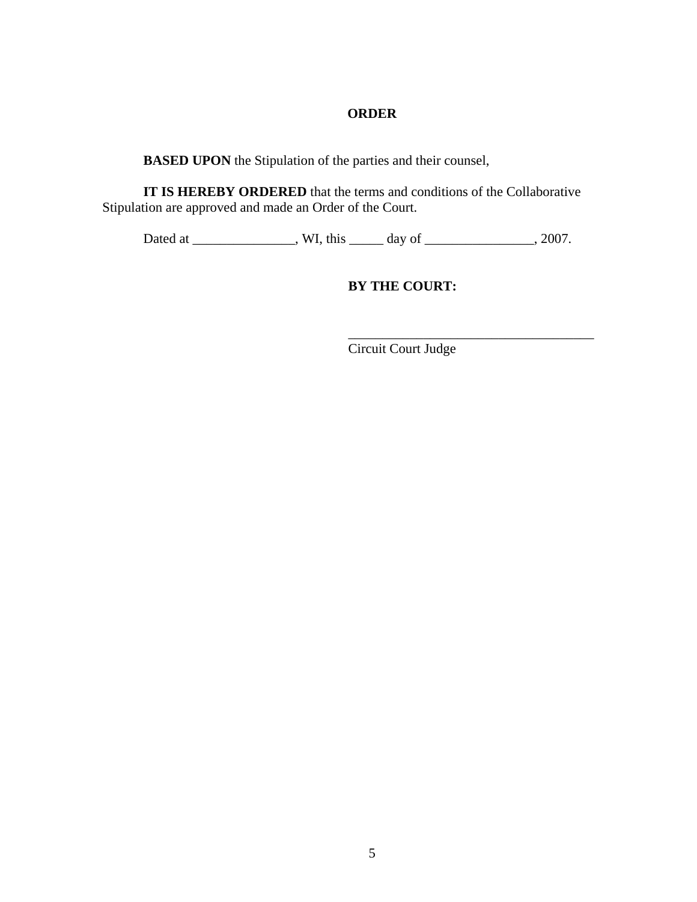## ORDER

**BASED UPON** the Stipulation of the parties and their counsel,

**IT IS HEREBY ORDERED** that the terms and conditions of the Collaborative Stipulation are approved and made an Order of the Court.

Dated at _______________, WI, this _____ day of ________________, 2007.

**BY THE COURT:**

_____________________________________

Circuit Court Judge